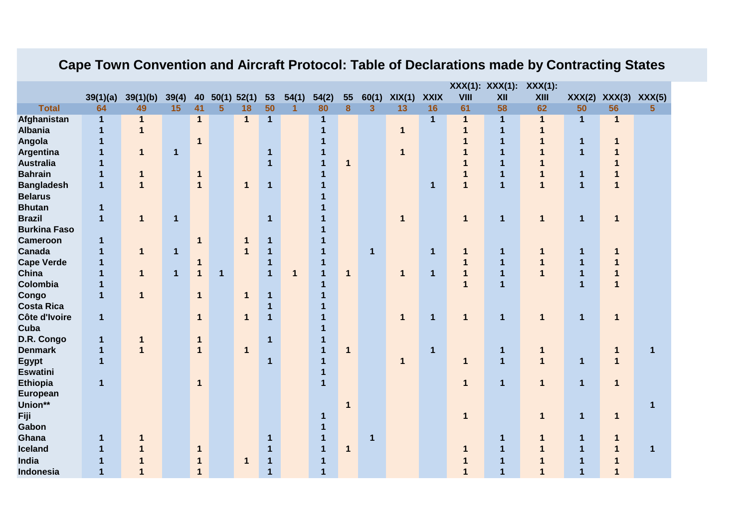# Cape Town Convention and Aircraft Protocol: Table of Declarations made by Contracting States

| | 39(1)(a) | 39(1)(b) | 39(4) | 40 | 50(1) | 52(1) | 53 | 54(1) | 54(2) | 55 | 60(1) | XIX(1) | XXIX | XXX(1): VIII | XXX(1): XII | XXX(1): XIII | XXX(2) | XXX(3) | XXX(5) |
|---|---|---|---|---|---|---|---|---|---|---|---|---|---|---|---|---|---|---|---|
| **Total** | 64 | 49 | 15 | 41 | 5 | 18 | 50 | 1 | 80 | 8 | 3 | 13 | 16 | 61 | 58 | 62 | 50 | 56 | 5 |
| **Afghanistan** | 1 | 1 | | 1 | | 1 | 1 | | 1 | | | | 1 | 1 | 1 | 1 | 1 | 1 | |
| **Albania** | 1 | 1 | | | | | | | 1 | | | 1 | | 1 | 1 | 1 | | | |
| **Angola** | 1 | | | 1 | | | | | 1 | | | | | 1 | 1 | 1 | 1 | 1 | |
| **Argentina** | 1 | 1 | 1 | | | | 1 | | 1 | | | 1 | | 1 | 1 | 1 | 1 | 1 | |
| **Australia** | 1 | | | | | | 1 | | 1 | 1 | | | | 1 | 1 | 1 | | 1 | |
| **Bahrain** | 1 | 1 | | 1 | | | | | 1 | | | | | 1 | 1 | 1 | 1 | 1 | |
| **Bangladesh** | 1 | 1 | | 1 | | 1 | 1 | | 1 | | | | 1 | 1 | 1 | 1 | 1 | 1 | |
| **Belarus** | | | | | | | | | 1 | | | | | | | | | | |
| **Bhutan** | 1 | | | | | | | | 1 | | | | | | | | | | |
| **Brazil** | 1 | 1 | 1 | | | | 1 | | 1 | | | 1 | | 1 | 1 | 1 | 1 | 1 | |
| **Burkina Faso** | | | | | | | | | 1 | | | | | | | | | | |
| **Cameroon** | 1 | | | 1 | | 1 | 1 | | 1 | | | | | | | | | | |
| **Canada** | 1 | 1 | 1 | | | 1 | 1 | | 1 | | 1 | | 1 | 1 | 1 | 1 | 1 | 1 | |
| **Cape Verde** | 1 | | | 1 | | | 1 | | 1 | | | | | 1 | 1 | 1 | 1 | 1 | |
| **China** | 1 | 1 | 1 | 1 | 1 | | 1 | 1 | 1 | 1 | | 1 | 1 | 1 | 1 | 1 | 1 | 1 | |
| **Colombia** | 1 | | | | | | | | 1 | | | | | 1 | 1 | | 1 | 1 | |
| **Congo** | 1 | 1 | | 1 | | 1 | 1 | | 1 | | | | | | | | | | |
| **Costa Rica** | | | | | | | 1 | | 1 | | | | | | | | | | |
| **Côte d'Ivoire** | 1 | | | 1 | | 1 | 1 | | 1 | | | 1 | 1 | 1 | 1 | 1 | 1 | 1 | |
| **Cuba** | | | | | | | | | 1 | | | | | | | | | | |
| **D.R. Congo** | 1 | 1 | | 1 | | | 1 | | 1 | | | | | | | | | | |
| **Denmark** | 1 | 1 | | 1 | | 1 | | | 1 | 1 | | | 1 | | 1 | 1 | | 1 | 1 |
| **Egypt** | 1 | | | | | | 1 | | 1 | | | 1 | | 1 | 1 | 1 | 1 | 1 | |
| **Eswatini** | | | | | | | | | 1 | | | | | | | | | | |
| **Ethiopia** | 1 | | | 1 | | | | | 1 | | | | | 1 | 1 | 1 | 1 | 1 | |
| **European Union\*\*** | | | | | | | | | | 1 | | | | | | | | | 1 |
| **Fiji** | | | | | | | | | 1 | | | | | 1 | | 1 | 1 | 1 | |
| **Gabon** | | | | | | | | | 1 | | | | | | | | | | |
| **Ghana** | 1 | 1 | | | | | 1 | | 1 | | 1 | | | | 1 | 1 | 1 | 1 | |
| **Iceland** | 1 | 1 | | 1 | | | 1 | | 1 | 1 | | | | 1 | 1 | 1 | 1 | 1 | 1 |
| **India** | 1 | 1 | | 1 | | 1 | 1 | | 1 | | | | | 1 | 1 | 1 | 1 | 1 | |
| **Indonesia** | 1 | 1 | | 1 | | | 1 | | 1 | | | | | 1 | 1 | 1 | 1 | 1 | |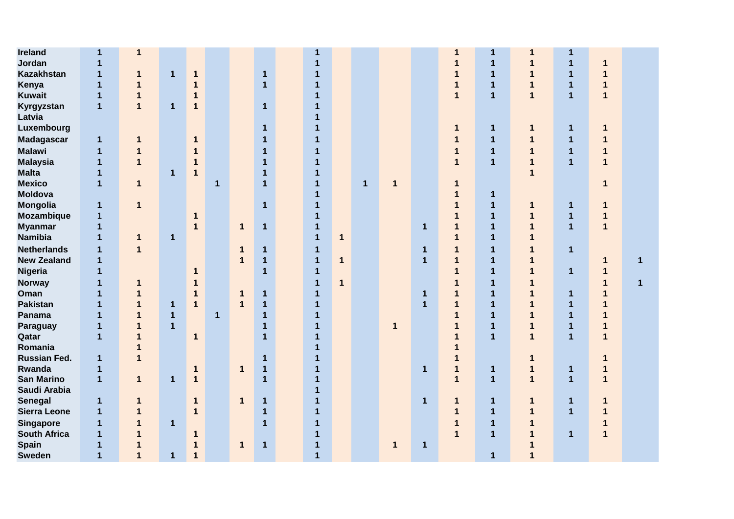| | | | | | | | | | | | | | | | | | | | |
|---|---|---|---|---|---|---|---|---|---|---|---|---|---|---|---|---|---|---|---|
| **Ireland** | 1 | 1 | | | | | | | 1 | | | | | 1 | 1 | 1 | 1 | | |
| **Jordan** | 1 | | | | | | | | 1 | | | | | 1 | 1 | 1 | 1 | 1 | |
| **Kazakhstan** | 1 | 1 | 1 | 1 | | | 1 | | 1 | | | | | 1 | 1 | 1 | 1 | 1 | |
| **Kenya** | 1 | 1 | | 1 | | | 1 | | 1 | | | | | 1 | 1 | 1 | 1 | 1 | |
| **Kuwait** | 1 | 1 | | 1 | | | | | 1 | | | | | 1 | 1 | 1 | 1 | 1 | |
| **Kyrgyzstan** | 1 | 1 | 1 | 1 | | | 1 | | 1 | | | | | | | | | | |
| **Latvia** | | | | | | | | | 1 | | | | | | | | | | |
| **Luxembourg** | | | | | | | 1 | | 1 | | | | | 1 | 1 | 1 | 1 | 1 | |
| **Madagascar** | 1 | 1 | | 1 | | | 1 | | 1 | | | | | 1 | 1 | 1 | 1 | 1 | |
| **Malawi** | 1 | 1 | | 1 | | | 1 | | 1 | | | | | 1 | 1 | 1 | 1 | 1 | |
| **Malaysia** | 1 | 1 | | 1 | | | 1 | | 1 | | | | | 1 | 1 | 1 | 1 | 1 | |
| **Malta** | 1 | | 1 | 1 | | | 1 | | 1 | | | | | | | 1 | | | |
| **Mexico** | 1 | 1 | | | 1 | | 1 | | 1 | | 1 | 1 | | 1 | | | | 1 | |
| **Moldova** | | | | | | | | | 1 | | | | | 1 | 1 | | | | |
| **Mongolia** | 1 | 1 | | | | | 1 | | 1 | | | | | 1 | 1 | 1 | 1 | 1 | |
| **Mozambique** | 1 | | | 1 | | | | | 1 | | | | | 1 | 1 | 1 | 1 | 1 | |
| **Myanmar** | 1 | | | 1 | | 1 | 1 | | 1 | | | | 1 | 1 | 1 | 1 | 1 | 1 | |
| **Namibia** | 1 | 1 | 1 | | | | | | 1 | 1 | | | | 1 | 1 | 1 | | | |
| **Netherlands** | 1 | 1 | | | | 1 | 1 | | 1 | | | | 1 | 1 | 1 | 1 | 1 | | |
| **New Zealand** | 1 | | | | | 1 | 1 | | 1 | 1 | | | 1 | 1 | 1 | 1 | | 1 | 1 |
| **Nigeria** | 1 | | | 1 | | | 1 | | 1 | | | | | 1 | 1 | 1 | 1 | 1 | |
| **Norway** | 1 | 1 | | 1 | | | | | 1 | 1 | | | | 1 | 1 | 1 | | 1 | 1 |
| **Oman** | 1 | 1 | | 1 | | 1 | 1 | | 1 | | | | 1 | 1 | 1 | 1 | 1 | 1 | |
| **Pakistan** | 1 | 1 | 1 | 1 | | 1 | 1 | | 1 | | | | 1 | 1 | 1 | 1 | 1 | 1 | |
| **Panama** | 1 | 1 | 1 | | 1 | | 1 | | 1 | | | | | 1 | 1 | 1 | 1 | 1 | |
| **Paraguay** | 1 | 1 | 1 | | | | 1 | | 1 | | | 1 | | 1 | 1 | 1 | 1 | 1 | |
| **Qatar** | 1 | 1 | | 1 | | | 1 | | 1 | | | | | 1 | 1 | 1 | 1 | 1 | |
| **Romania** | | 1 | | | | | | | 1 | | | | | 1 | | | | | |
| **Russian Fed.** | 1 | 1 | | | | | 1 | | 1 | | | | | 1 | | 1 | | 1 | |
| **Rwanda** | 1 | | | 1 | | 1 | 1 | | 1 | | | | 1 | 1 | 1 | 1 | 1 | 1 | |
| **San Marino** | 1 | 1 | 1 | 1 | | | 1 | | 1 | | | | | 1 | 1 | 1 | 1 | 1 | |
| **Saudi Arabia** | | | | | | | | | 1 | | | | | | | | | | |
| **Senegal** | 1 | 1 | | 1 | | 1 | 1 | | 1 | | | | 1 | 1 | 1 | 1 | 1 | 1 | |
| **Sierra Leone** | 1 | 1 | | 1 | | | 1 | | 1 | | | | | 1 | 1 | 1 | 1 | 1 | |
| **Singapore** | 1 | 1 | 1 | | | | 1 | | 1 | | | | | 1 | 1 | 1 | | 1 | |
| **South Africa** | 1 | 1 | | 1 | | | | | 1 | | | | | 1 | 1 | 1 | 1 | 1 | |
| **Spain** | 1 | 1 | | 1 | | 1 | 1 | | 1 | | | 1 | 1 | | | 1 | | | |
| **Sweden** | 1 | 1 | 1 | 1 | | | | | 1 | | | | | | 1 | 1 | | | |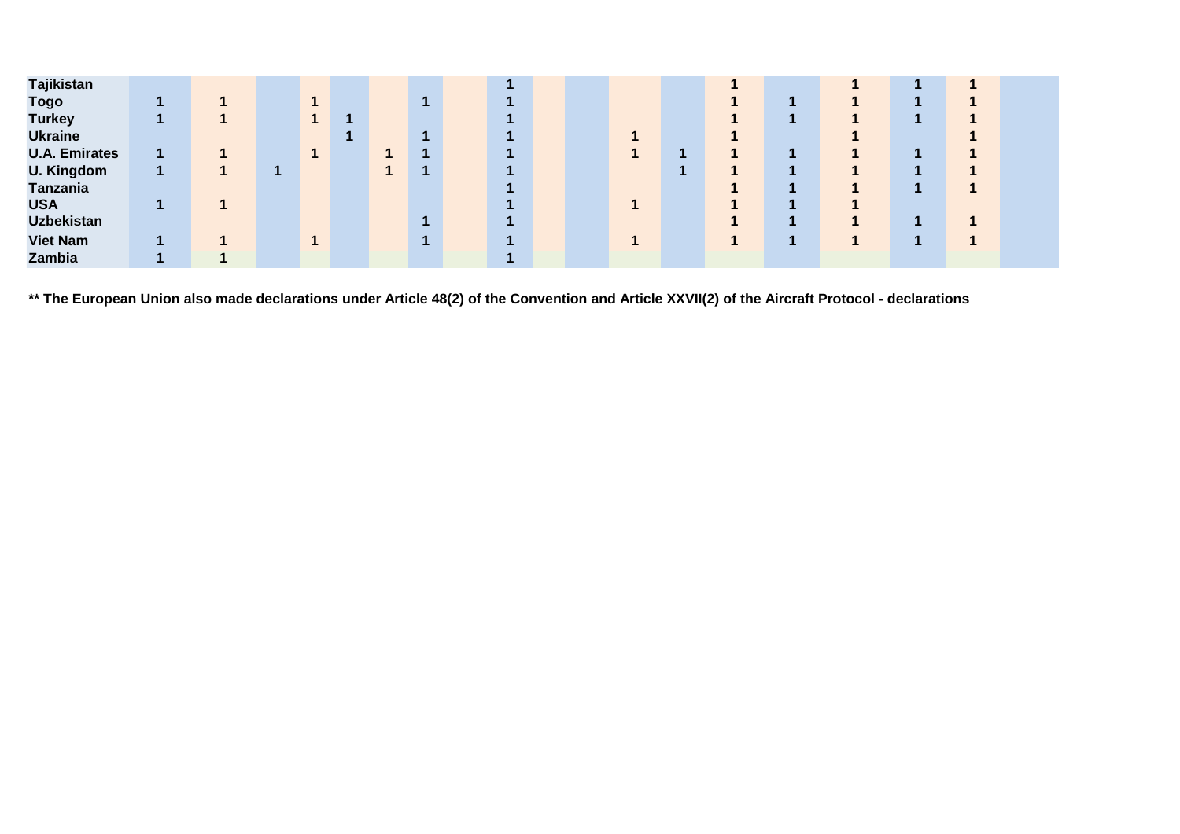| | | | | | | | | | | | | | | | | | | | |
|---|---|---|---|---|---|---|---|---|---|---|---|---|---|---|---|---|---|---|---|
| **Tajikistan** | | | | | | | | | 1 | | | | | 1 | | 1 | 1 | 1 | |
| **Togo** | 1 | 1 | | 1 | | | 1 | | 1 | | | | | 1 | 1 | 1 | 1 | 1 | |
| **Turkey** | 1 | 1 | | 1 | 1 | | | | 1 | | | | | 1 | 1 | 1 | 1 | 1 | |
| **Ukraine** | | | | | 1 | | 1 | | 1 | | | 1 | | 1 | | 1 | | 1 | |
| **U.A. Emirates** | 1 | 1 | | 1 | | 1 | 1 | | 1 | | | 1 | 1 | 1 | 1 | 1 | 1 | 1 | |
| **U. Kingdom** | 1 | 1 | 1 | | | 1 | 1 | | 1 | | | | 1 | 1 | 1 | 1 | 1 | 1 | |
| **Tanzania** | | | | | | | | | 1 | | | | | 1 | 1 | 1 | 1 | 1 | |
| **USA** | 1 | 1 | | | | | | | 1 | | | 1 | | 1 | 1 | 1 | | | |
| **Uzbekistan** | | | | | | | 1 | | 1 | | | | | 1 | 1 | 1 | 1 | 1 | |
| **Viet Nam** | 1 | 1 | | 1 | | | 1 | | 1 | | | 1 | | 1 | 1 | 1 | 1 | 1 | |
| **Zambia** | 1 | 1 | | | | | | | 1 | | | | | | | | | | |

**** The European Union also made declarations under Article 48(2) of the Convention and Article XXVII(2) of the Aircraft Protocol - declarations**